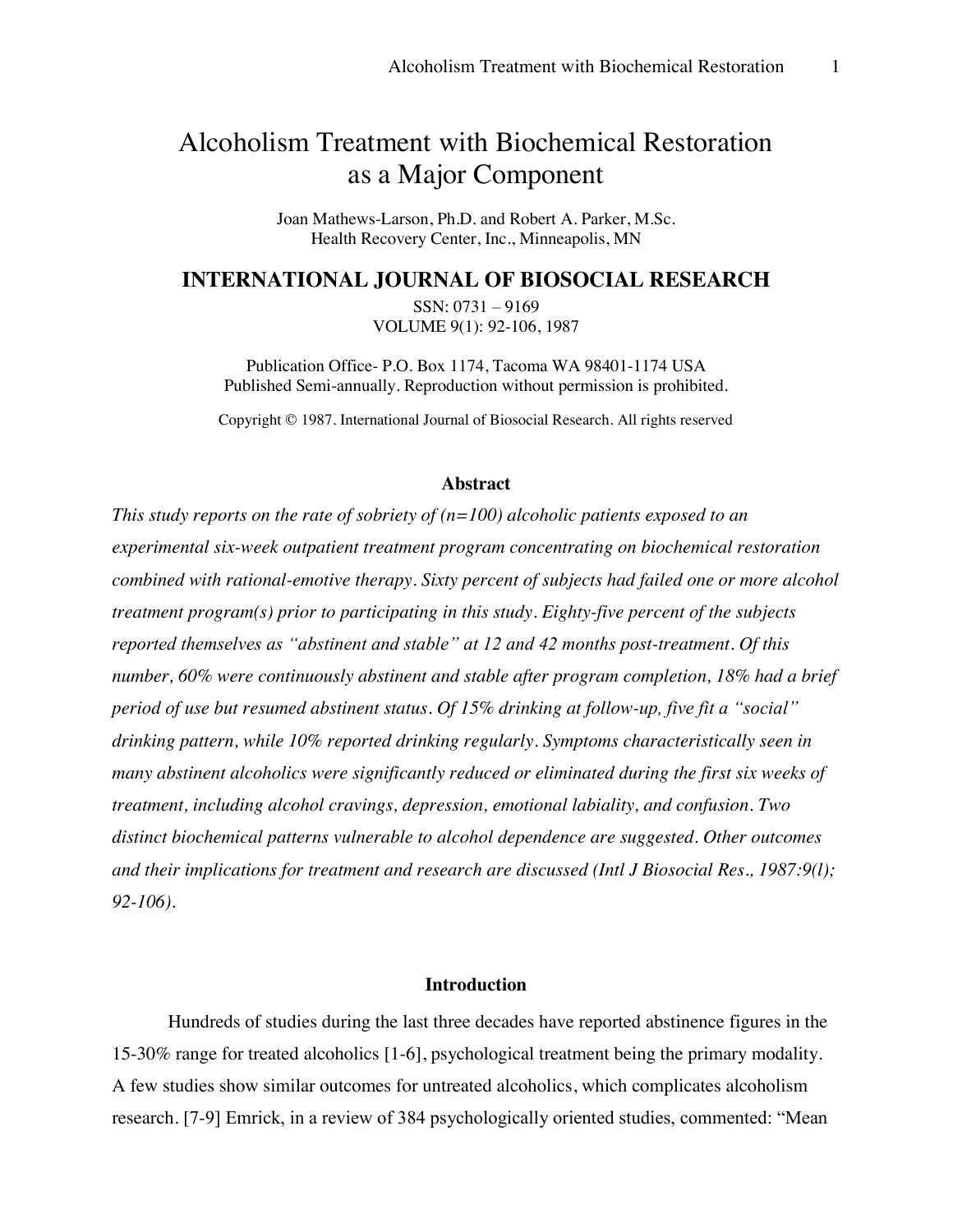# Alcoholism Treatment with Biochemical Restoration as a Major Component

Joan Mathews-Larson, Ph.D. and Robert A. Parker, M.Sc.
Health Recovery Center, Inc., Minneapolis, MN

## INTERNATIONAL JOURNAL OF BIOSOCIAL RESEARCH

SSN: 0731 – 9169
VOLUME 9(1): 92-106, 1987

Publication Office- P.O. Box 1174, Tacoma WA 98401-1174 USA
Published Semi-annually. Reproduction without permission is prohibited.

Copyright © 1987. International Journal of Biosocial Research. All rights reserved

### Abstract

*This study reports on the rate of sobriety of (n=100) alcoholic patients exposed to an experimental six-week outpatient treatment program concentrating on biochemical restoration combined with rational-emotive therapy. Sixty percent of subjects had failed one or more alcohol treatment program(s) prior to participating in this study. Eighty-five percent of the subjects reported themselves as "abstinent and stable" at 12 and 42 months post-treatment. Of this number, 60% were continuously abstinent and stable after program completion, 18% had a brief period of use but resumed abstinent status. Of 15% drinking at follow-up, five fit a "social" drinking pattern, while 10% reported drinking regularly. Symptoms characteristically seen in many abstinent alcoholics were significantly reduced or eliminated during the first six weeks of treatment, including alcohol cravings, depression, emotional labiality, and confusion. Two distinct biochemical patterns vulnerable to alcohol dependence are suggested. Other outcomes and their implications for treatment and research are discussed (Intl J Biosocial Res., 1987:9(l); 92-106).*

### Introduction

Hundreds of studies during the last three decades have reported abstinence figures in the 15-30% range for treated alcoholics [1-6], psychological treatment being the primary modality. A few studies show similar outcomes for untreated alcoholics, which complicates alcoholism research. [7-9] Emrick, in a review of 384 psychologically oriented studies, commented: "Mean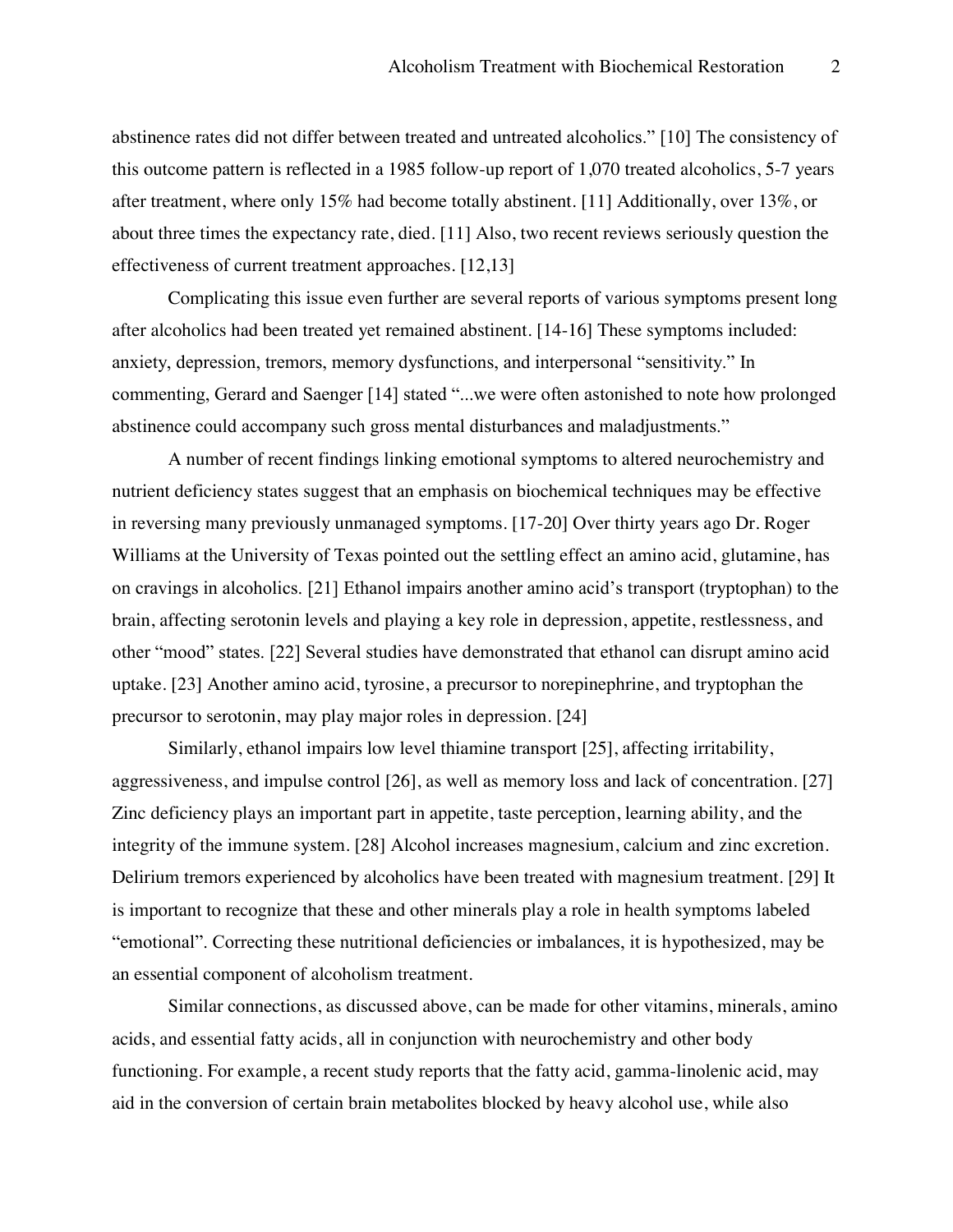abstinence rates did not differ between treated and untreated alcoholics." [10] The consistency of this outcome pattern is reflected in a 1985 follow-up report of 1,070 treated alcoholics, 5-7 years after treatment, where only 15% had become totally abstinent. [11] Additionally, over 13%, or about three times the expectancy rate, died. [11] Also, two recent reviews seriously question the effectiveness of current treatment approaches. [12,13]

Complicating this issue even further are several reports of various symptoms present long after alcoholics had been treated yet remained abstinent. [14-16] These symptoms included: anxiety, depression, tremors, memory dysfunctions, and interpersonal "sensitivity." In commenting, Gerard and Saenger [14] stated "...we were often astonished to note how prolonged abstinence could accompany such gross mental disturbances and maladjustments."

A number of recent findings linking emotional symptoms to altered neurochemistry and nutrient deficiency states suggest that an emphasis on biochemical techniques may be effective in reversing many previously unmanaged symptoms. [17-20] Over thirty years ago Dr. Roger Williams at the University of Texas pointed out the settling effect an amino acid, glutamine, has on cravings in alcoholics. [21] Ethanol impairs another amino acid's transport (tryptophan) to the brain, affecting serotonin levels and playing a key role in depression, appetite, restlessness, and other "mood" states. [22] Several studies have demonstrated that ethanol can disrupt amino acid uptake. [23] Another amino acid, tyrosine, a precursor to norepinephrine, and tryptophan the precursor to serotonin, may play major roles in depression. [24]

Similarly, ethanol impairs low level thiamine transport [25], affecting irritability, aggressiveness, and impulse control [26], as well as memory loss and lack of concentration. [27] Zinc deficiency plays an important part in appetite, taste perception, learning ability, and the integrity of the immune system. [28] Alcohol increases magnesium, calcium and zinc excretion. Delirium tremors experienced by alcoholics have been treated with magnesium treatment. [29] It is important to recognize that these and other minerals play a role in health symptoms labeled "emotional". Correcting these nutritional deficiencies or imbalances, it is hypothesized, may be an essential component of alcoholism treatment.

Similar connections, as discussed above, can be made for other vitamins, minerals, amino acids, and essential fatty acids, all in conjunction with neurochemistry and other body functioning. For example, a recent study reports that the fatty acid, gamma-linolenic acid, may aid in the conversion of certain brain metabolites blocked by heavy alcohol use, while also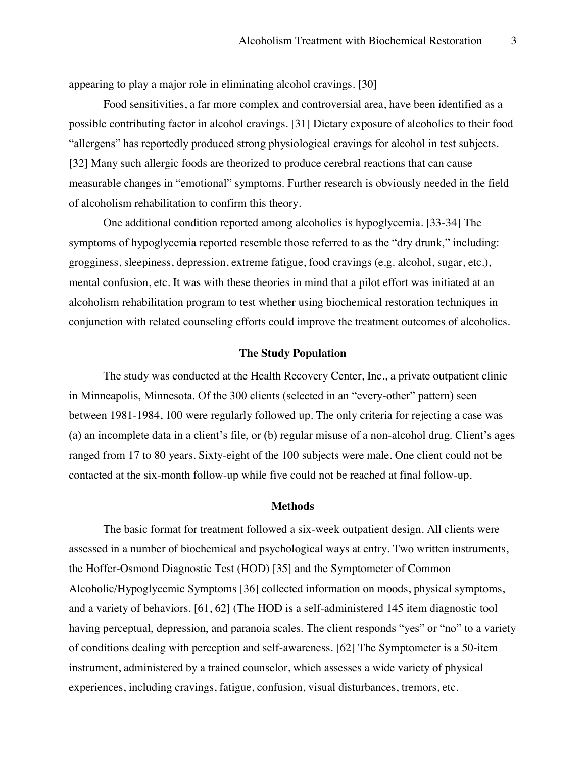appearing to play a major role in eliminating alcohol cravings. [30]

Food sensitivities, a far more complex and controversial area, have been identified as a possible contributing factor in alcohol cravings. [31] Dietary exposure of alcoholics to their food "allergens" has reportedly produced strong physiological cravings for alcohol in test subjects. [32] Many such allergic foods are theorized to produce cerebral reactions that can cause measurable changes in "emotional" symptoms. Further research is obviously needed in the field of alcoholism rehabilitation to confirm this theory.

One additional condition reported among alcoholics is hypoglycemia. [33-34] The symptoms of hypoglycemia reported resemble those referred to as the "dry drunk," including: grogginess, sleepiness, depression, extreme fatigue, food cravings (e.g. alcohol, sugar, etc.), mental confusion, etc. It was with these theories in mind that a pilot effort was initiated at an alcoholism rehabilitation program to test whether using biochemical restoration techniques in conjunction with related counseling efforts could improve the treatment outcomes of alcoholics.

## The Study Population

The study was conducted at the Health Recovery Center, Inc., a private outpatient clinic in Minneapolis, Minnesota. Of the 300 clients (selected in an "every-other" pattern) seen between 1981-1984, 100 were regularly followed up. The only criteria for rejecting a case was (a) an incomplete data in a client's file, or (b) regular misuse of a non-alcohol drug. Client's ages ranged from 17 to 80 years. Sixty-eight of the 100 subjects were male. One client could not be contacted at the six-month follow-up while five could not be reached at final follow-up.

## Methods

The basic format for treatment followed a six-week outpatient design. All clients were assessed in a number of biochemical and psychological ways at entry. Two written instruments, the Hoffer-Osmond Diagnostic Test (HOD) [35] and the Symptometer of Common Alcoholic/Hypoglycemic Symptoms [36] collected information on moods, physical symptoms, and a variety of behaviors. [61, 62] (The HOD is a self-administered 145 item diagnostic tool having perceptual, depression, and paranoia scales. The client responds "yes" or "no" to a variety of conditions dealing with perception and self-awareness. [62] The Symptometer is a 50-item instrument, administered by a trained counselor, which assesses a wide variety of physical experiences, including cravings, fatigue, confusion, visual disturbances, tremors, etc.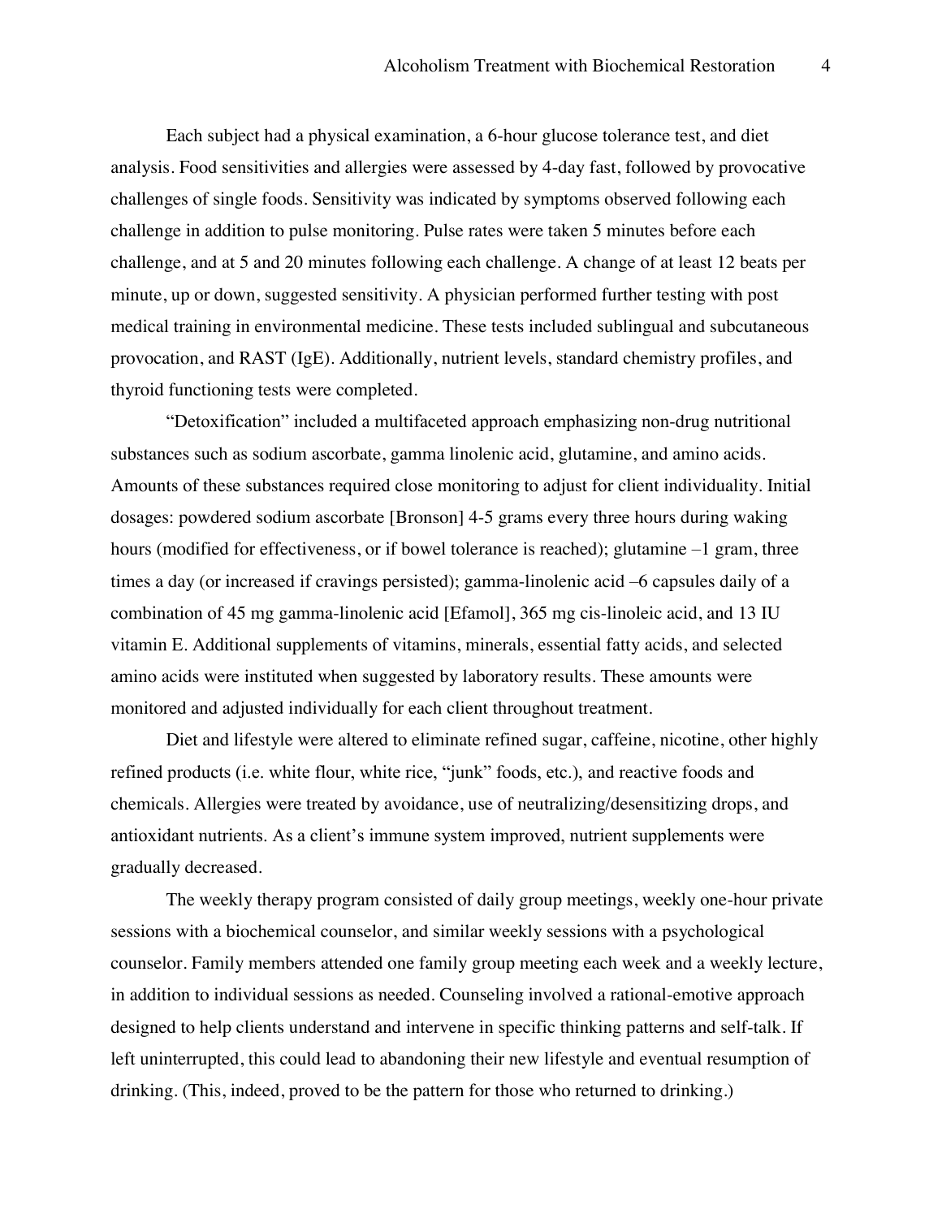Each subject had a physical examination, a 6-hour glucose tolerance test, and diet analysis. Food sensitivities and allergies were assessed by 4-day fast, followed by provocative challenges of single foods. Sensitivity was indicated by symptoms observed following each challenge in addition to pulse monitoring. Pulse rates were taken 5 minutes before each challenge, and at 5 and 20 minutes following each challenge. A change of at least 12 beats per minute, up or down, suggested sensitivity. A physician performed further testing with post medical training in environmental medicine. These tests included sublingual and subcutaneous provocation, and RAST (IgE). Additionally, nutrient levels, standard chemistry profiles, and thyroid functioning tests were completed.

"Detoxification" included a multifaceted approach emphasizing non-drug nutritional substances such as sodium ascorbate, gamma linolenic acid, glutamine, and amino acids. Amounts of these substances required close monitoring to adjust for client individuality. Initial dosages: powdered sodium ascorbate [Bronson] 4-5 grams every three hours during waking hours (modified for effectiveness, or if bowel tolerance is reached); glutamine –1 gram, three times a day (or increased if cravings persisted); gamma-linolenic acid –6 capsules daily of a combination of 45 mg gamma-linolenic acid [Efamol], 365 mg cis-linoleic acid, and 13 IU vitamin E. Additional supplements of vitamins, minerals, essential fatty acids, and selected amino acids were instituted when suggested by laboratory results. These amounts were monitored and adjusted individually for each client throughout treatment.

Diet and lifestyle were altered to eliminate refined sugar, caffeine, nicotine, other highly refined products (i.e. white flour, white rice, "junk" foods, etc.), and reactive foods and chemicals. Allergies were treated by avoidance, use of neutralizing/desensitizing drops, and antioxidant nutrients. As a client's immune system improved, nutrient supplements were gradually decreased.

The weekly therapy program consisted of daily group meetings, weekly one-hour private sessions with a biochemical counselor, and similar weekly sessions with a psychological counselor. Family members attended one family group meeting each week and a weekly lecture, in addition to individual sessions as needed. Counseling involved a rational-emotive approach designed to help clients understand and intervene in specific thinking patterns and self-talk. If left uninterrupted, this could lead to abandoning their new lifestyle and eventual resumption of drinking. (This, indeed, proved to be the pattern for those who returned to drinking.)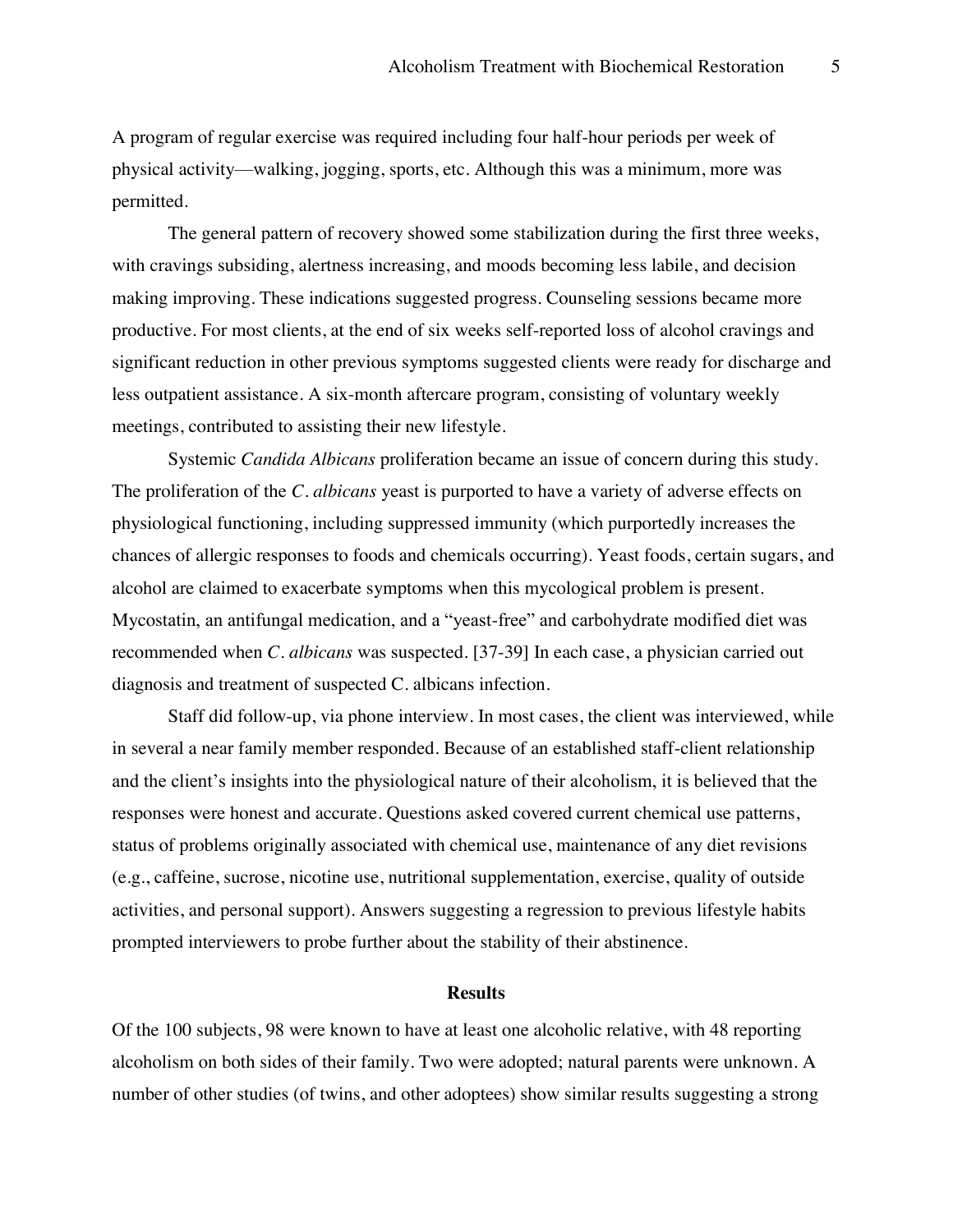A program of regular exercise was required including four half-hour periods per week of physical activity—walking, jogging, sports, etc. Although this was a minimum, more was permitted.

The general pattern of recovery showed some stabilization during the first three weeks, with cravings subsiding, alertness increasing, and moods becoming less labile, and decision making improving. These indications suggested progress. Counseling sessions became more productive. For most clients, at the end of six weeks self-reported loss of alcohol cravings and significant reduction in other previous symptoms suggested clients were ready for discharge and less outpatient assistance. A six-month aftercare program, consisting of voluntary weekly meetings, contributed to assisting their new lifestyle.

Systemic *Candida Albicans* proliferation became an issue of concern during this study. The proliferation of the *C. albicans* yeast is purported to have a variety of adverse effects on physiological functioning, including suppressed immunity (which purportedly increases the chances of allergic responses to foods and chemicals occurring). Yeast foods, certain sugars, and alcohol are claimed to exacerbate symptoms when this mycological problem is present. Mycostatin, an antifungal medication, and a "yeast-free" and carbohydrate modified diet was recommended when *C. albicans* was suspected. [37-39] In each case, a physician carried out diagnosis and treatment of suspected C. albicans infection.

Staff did follow-up, via phone interview. In most cases, the client was interviewed, while in several a near family member responded. Because of an established staff-client relationship and the client's insights into the physiological nature of their alcoholism, it is believed that the responses were honest and accurate. Questions asked covered current chemical use patterns, status of problems originally associated with chemical use, maintenance of any diet revisions (e.g., caffeine, sucrose, nicotine use, nutritional supplementation, exercise, quality of outside activities, and personal support). Answers suggesting a regression to previous lifestyle habits prompted interviewers to probe further about the stability of their abstinence.

## Results

Of the 100 subjects, 98 were known to have at least one alcoholic relative, with 48 reporting alcoholism on both sides of their family. Two were adopted; natural parents were unknown. A number of other studies (of twins, and other adoptees) show similar results suggesting a strong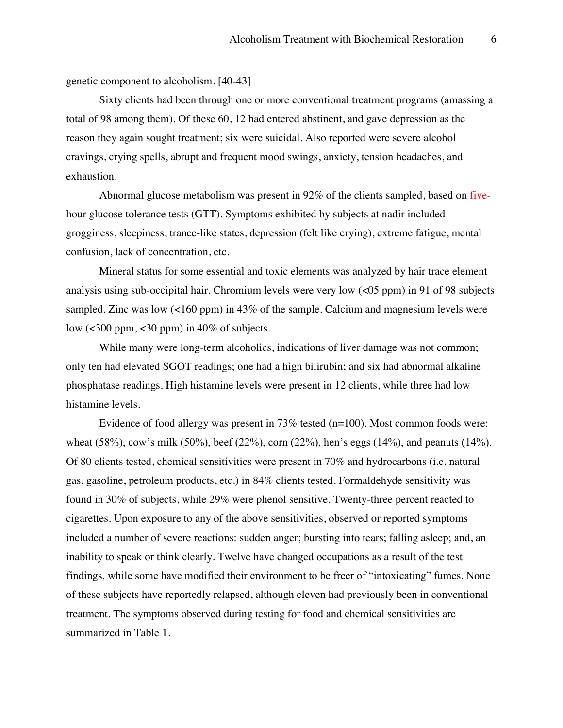genetic component to alcoholism. [40-43]

Sixty clients had been through one or more conventional treatment programs (amassing a total of 98 among them). Of these 60, 12 had entered abstinent, and gave depression as the reason they again sought treatment; six were suicidal. Also reported were severe alcohol cravings, crying spells, abrupt and frequent mood swings, anxiety, tension headaches, and exhaustion.

Abnormal glucose metabolism was present in 92% of the clients sampled, based on five-hour glucose tolerance tests (GTT). Symptoms exhibited by subjects at nadir included grogginess, sleepiness, trance-like states, depression (felt like crying), extreme fatigue, mental confusion, lack of concentration, etc.

Mineral status for some essential and toxic elements was analyzed by hair trace element analysis using sub-occipital hair. Chromium levels were very low (<05 ppm) in 91 of 98 subjects sampled. Zinc was low (<160 ppm) in 43% of the sample. Calcium and magnesium levels were low (<300 ppm, <30 ppm) in 40% of subjects.

While many were long-term alcoholics, indications of liver damage was not common; only ten had elevated SGOT readings; one had a high bilirubin; and six had abnormal alkaline phosphatase readings. High histamine levels were present in 12 clients, while three had low histamine levels.

Evidence of food allergy was present in 73% tested (n=100). Most common foods were: wheat (58%), cow's milk (50%), beef (22%), corn (22%), hen's eggs (14%), and peanuts (14%). Of 80 clients tested, chemical sensitivities were present in 70% and hydrocarbons (i.e. natural gas, gasoline, petroleum products, etc.) in 84% clients tested. Formaldehyde sensitivity was found in 30% of subjects, while 29% were phenol sensitive. Twenty-three percent reacted to cigarettes. Upon exposure to any of the above sensitivities, observed or reported symptoms included a number of severe reactions: sudden anger; bursting into tears; falling asleep; and, an inability to speak or think clearly. Twelve have changed occupations as a result of the test findings, while some have modified their environment to be freer of "intoxicating" fumes. None of these subjects have reportedly relapsed, although eleven had previously been in conventional treatment. The symptoms observed during testing for food and chemical sensitivities are summarized in Table 1.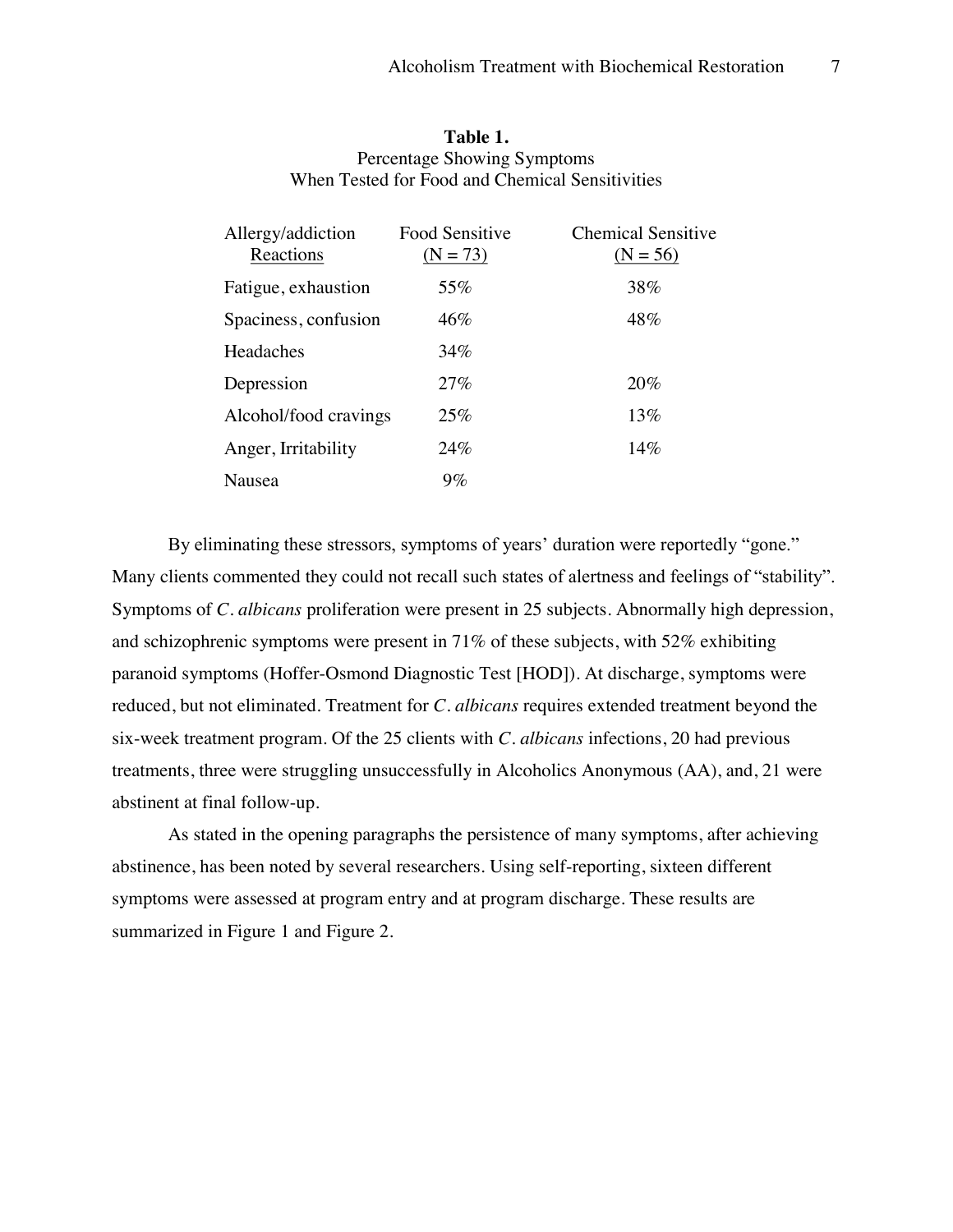**Table 1.**
Percentage Showing Symptoms
When Tested for Food and Chemical Sensitivities

| Allergy/addiction Reactions | Food Sensitive (N = 73) | Chemical Sensitive (N = 56) |
|---|---|---|
| Fatigue, exhaustion | 55% | 38% |
| Spaciness, confusion | 46% | 48% |
| Headaches | 34% | |
| Depression | 27% | 20% |
| Alcohol/food cravings | 25% | 13% |
| Anger, Irritability | 24% | 14% |
| Nausea | 9% | |

By eliminating these stressors, symptoms of years' duration were reportedly "gone." Many clients commented they could not recall such states of alertness and feelings of "stability". Symptoms of *C. albicans* proliferation were present in 25 subjects. Abnormally high depression, and schizophrenic symptoms were present in 71% of these subjects, with 52% exhibiting paranoid symptoms (Hoffer-Osmond Diagnostic Test [HOD]). At discharge, symptoms were reduced, but not eliminated. Treatment for *C. albicans* requires extended treatment beyond the six-week treatment program. Of the 25 clients with *C. albicans* infections, 20 had previous treatments, three were struggling unsuccessfully in Alcoholics Anonymous (AA), and, 21 were abstinent at final follow-up.

As stated in the opening paragraphs the persistence of many symptoms, after achieving abstinence, has been noted by several researchers. Using self-reporting, sixteen different symptoms were assessed at program entry and at program discharge. These results are summarized in Figure 1 and Figure 2.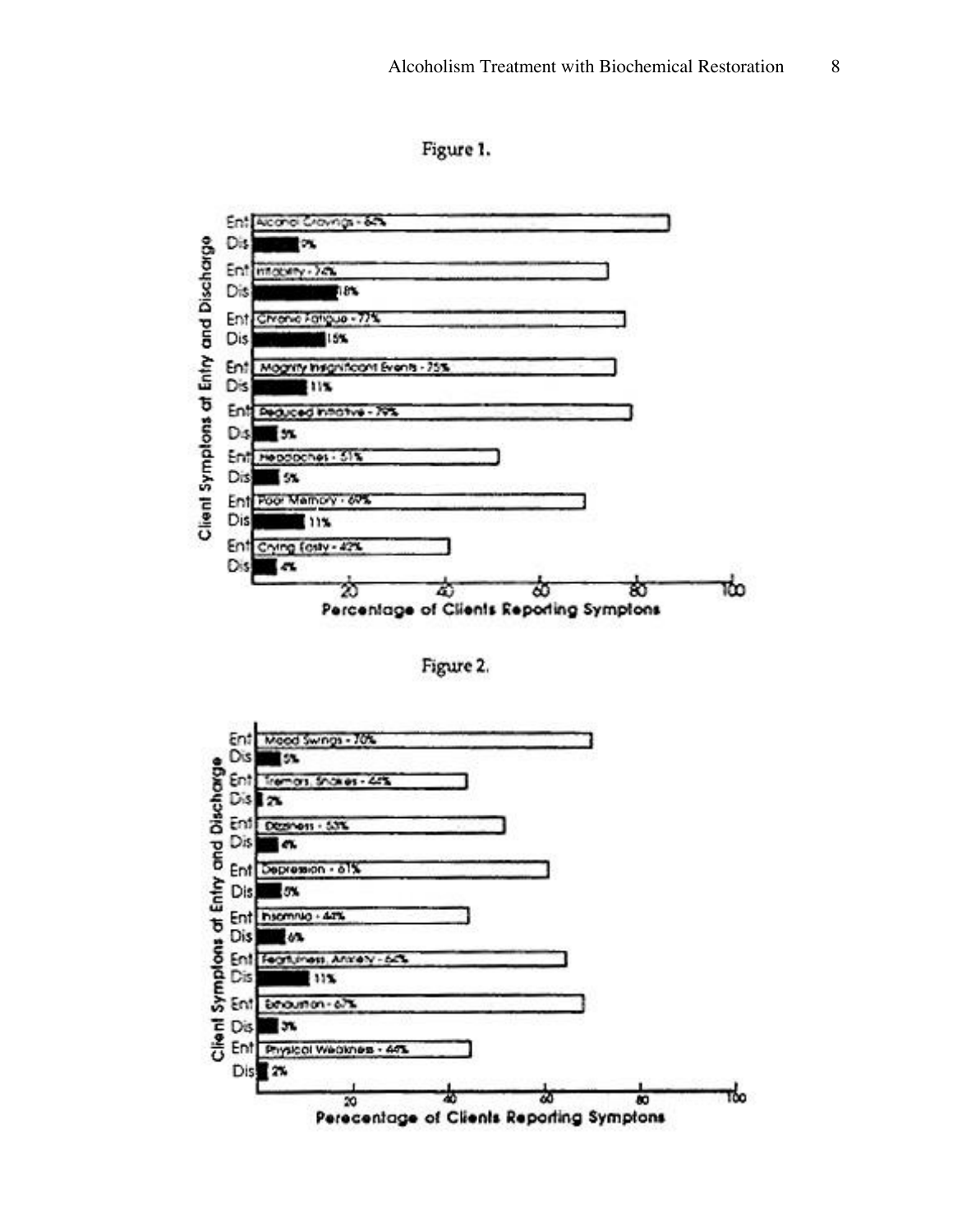Figure 1.

| Client Symptoms at Entry and Discharge | Entry | Discharge |
|---|---|---|
| Alcohol Cravings | 86% | 9% |
| Irritability | 74% | 18% |
| Chronic Fatigue | 77% | 15% |
| Magnify Insignificant Events | 75% | 11% |
| Reduced Initiative | 79% | 5% |
| Headaches | 51% | 5% |
| Poor Memory | 69% | 11% |
| Crying Easily | 42% | 4% |

Percentage of Clients Reporting Symptons

Figure 2.

| Client Symptoms at Entry and Discharge | Entry | Discharge |
|---|---|---|
| Mood Swings | 70% | 5% |
| Tremors, Shakes | 44% | 2% |
| Dizziness | 53% | 4% |
| Depression | 61% | 5% |
| Insomnia | 44% | 6% |
| Fearfulness, Anxiety | 64% | 11% |
| Exhaustion | 67% | 3% |
| Physical Weakness | 44% | 2% |

Perecentage of Clients Reporting Symptons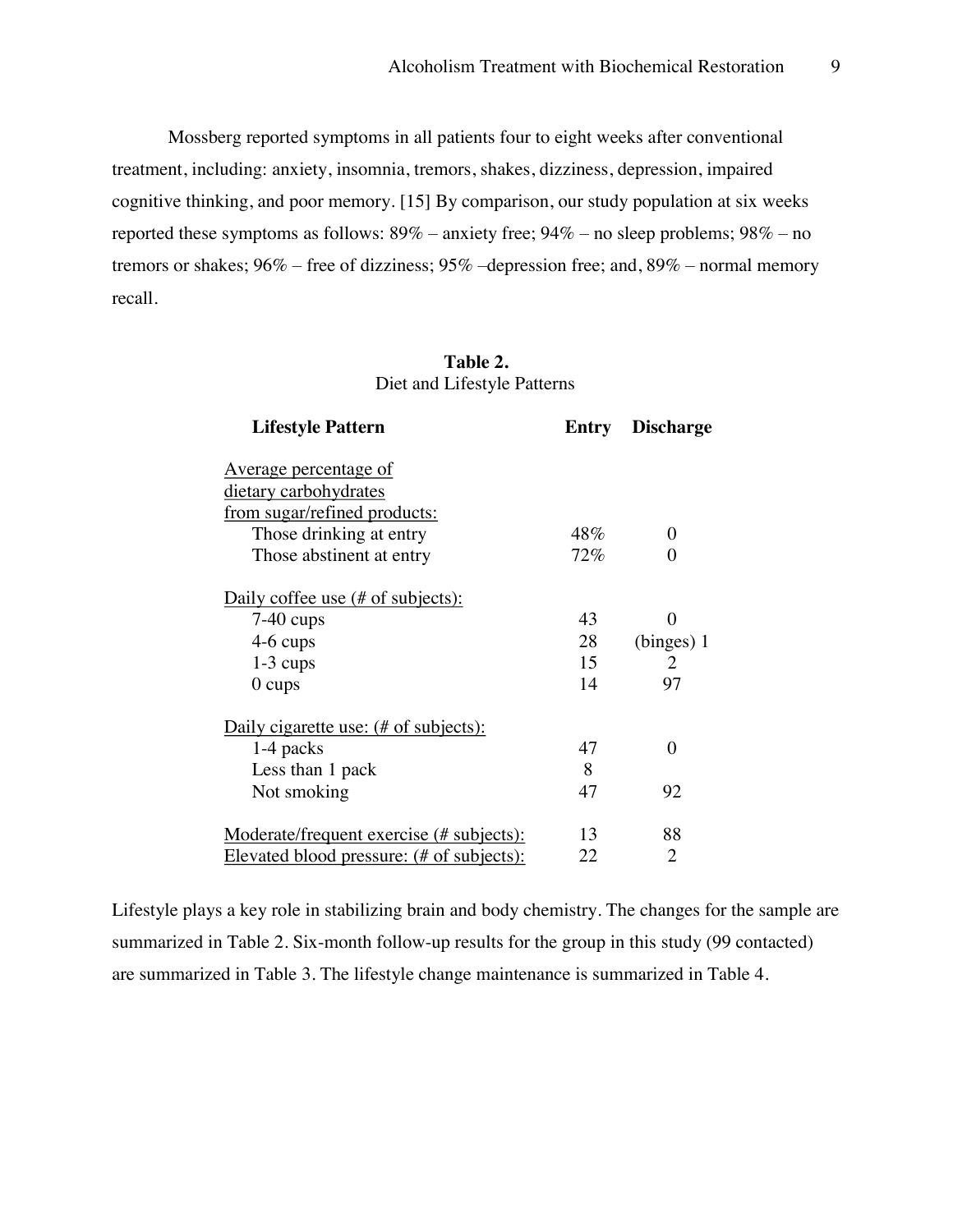Mossberg reported symptoms in all patients four to eight weeks after conventional treatment, including: anxiety, insomnia, tremors, shakes, dizziness, depression, impaired cognitive thinking, and poor memory. [15] By comparison, our study population at six weeks reported these symptoms as follows: 89% – anxiety free; 94% – no sleep problems; 98% – no tremors or shakes; 96% – free of dizziness; 95% –depression free; and, 89% – normal memory recall.

**Table 2.**
Diet and Lifestyle Patterns

| Lifestyle Pattern | Entry | Discharge |
|---|---|---|
| Average percentage of dietary carbohydrates from sugar/refined products: | | |
| Those drinking at entry | 48% | 0 |
| Those abstinent at entry | 72% | 0 |
| Daily coffee use (# of subjects): | | |
| 7-40 cups | 43 | 0 |
| 4-6 cups | 28 | (binges) 1 |
| 1-3 cups | 15 | 2 |
| 0 cups | 14 | 97 |
| Daily cigarette use: (# of subjects): | | |
| 1-4 packs | 47 | 0 |
| Less than 1 pack | 8 | |
| Not smoking | 47 | 92 |
| Moderate/frequent exercise (# subjects): | 13 | 88 |
| Elevated blood pressure: (# of subjects): | 22 | 2 |

Lifestyle plays a key role in stabilizing brain and body chemistry. The changes for the sample are summarized in Table 2. Six-month follow-up results for the group in this study (99 contacted) are summarized in Table 3. The lifestyle change maintenance is summarized in Table 4.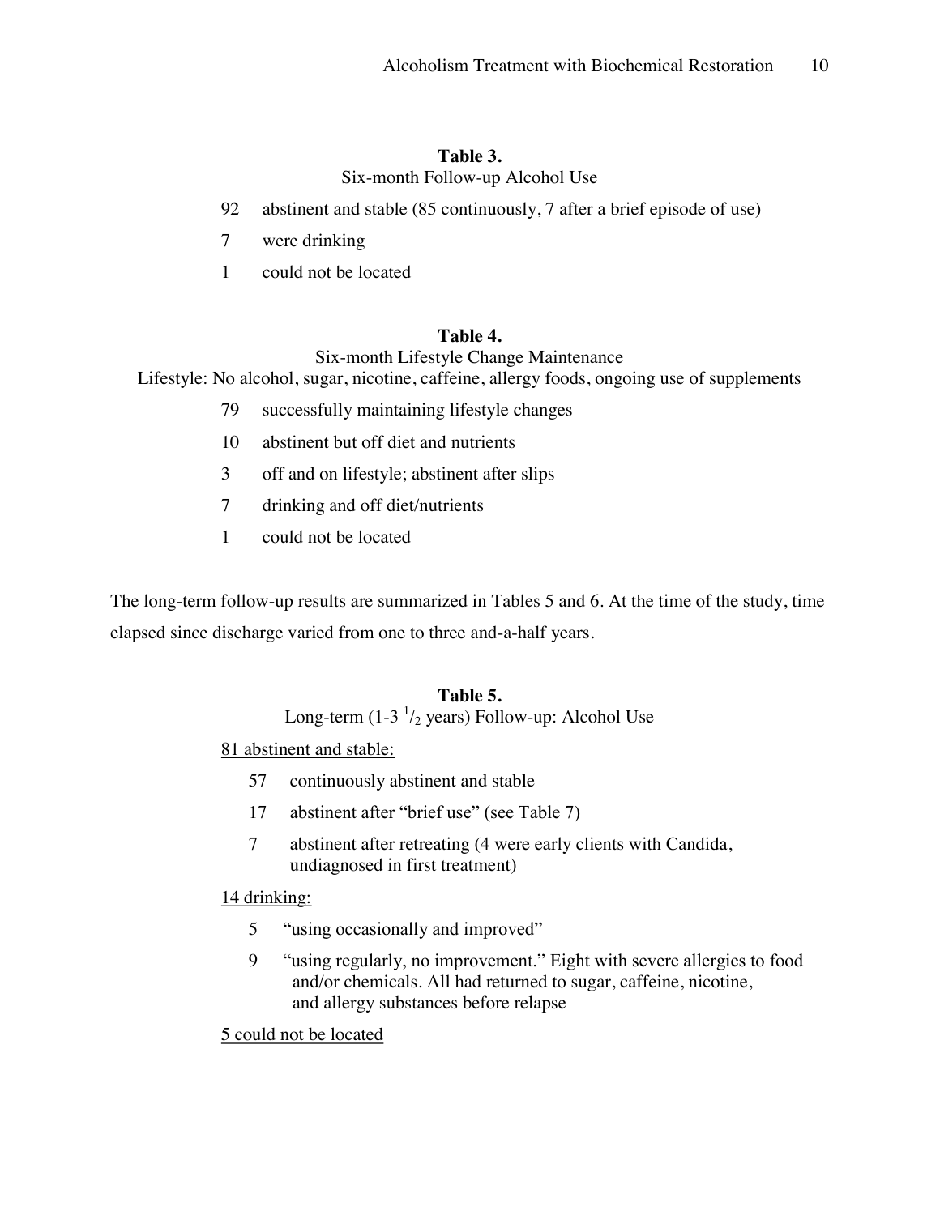**Table 3.**

Six-month Follow-up Alcohol Use

92 abstinent and stable (85 continuously, 7 after a brief episode of use)

7 were drinking

1 could not be located

**Table 4.**

Six-month Lifestyle Change Maintenance

Lifestyle: No alcohol, sugar, nicotine, caffeine, allergy foods, ongoing use of supplements

79 successfully maintaining lifestyle changes

10 abstinent but off diet and nutrients

3 off and on lifestyle; abstinent after slips

7 drinking and off diet/nutrients

1 could not be located

The long-term follow-up results are summarized in Tables 5 and 6. At the time of the study, time elapsed since discharge varied from one to three and-a-half years.

**Table 5.**

Long-term (1-3 $^{1}/_{2}$ years) Follow-up: Alcohol Use

<u>81 abstinent and stable:</u>

- 57 continuously abstinent and stable
- 17 abstinent after "brief use" (see Table 7)
- 7 abstinent after retreating (4 were early clients with Candida, undiagnosed in first treatment)

<u>14 drinking:</u>

- 5 "using occasionally and improved"
- 9 "using regularly, no improvement." Eight with severe allergies to food and/or chemicals. All had returned to sugar, caffeine, nicotine, and allergy substances before relapse

<u>5 could not be located</u>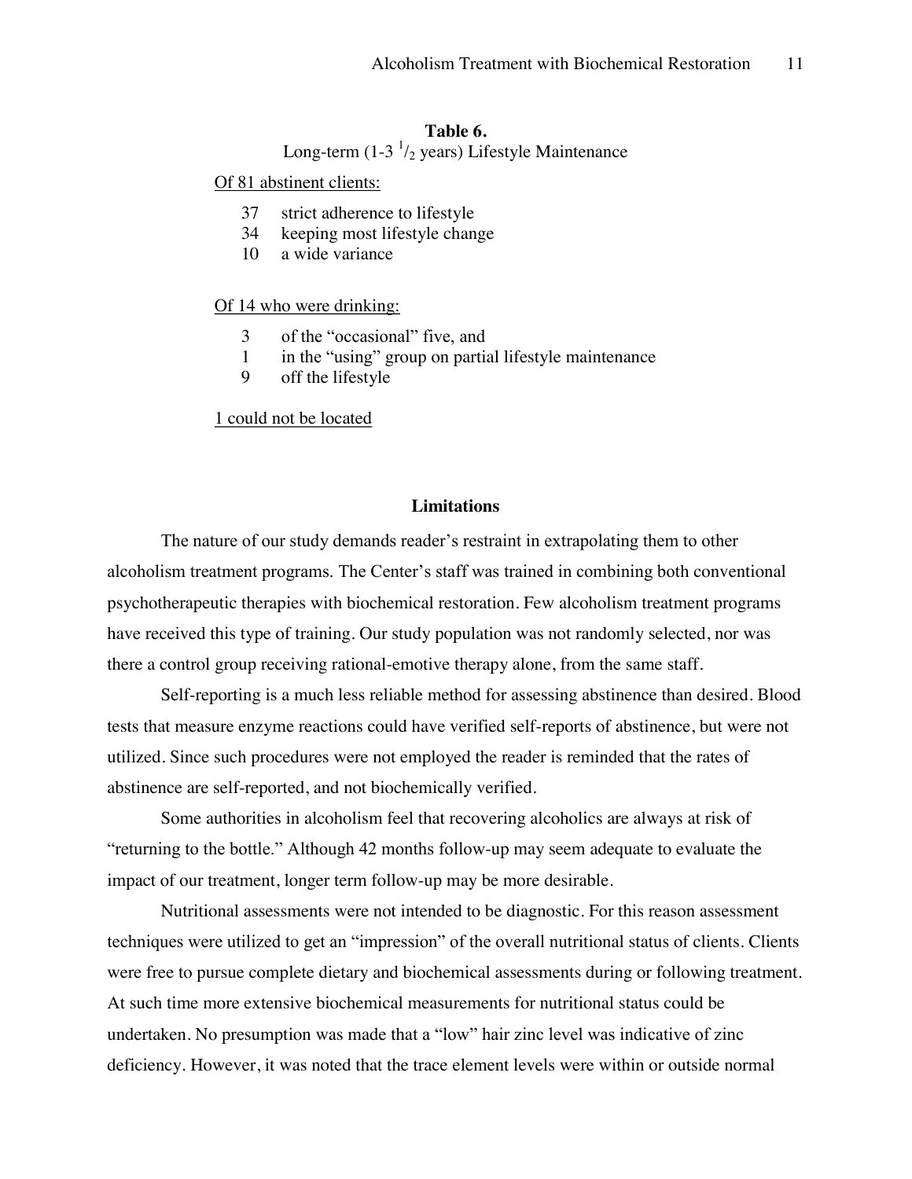**Table 6.**

Long-term (1-3 $^1/_2$ years) Lifestyle Maintenance

Of 81 abstinent clients:

| | |
|---|---|
| 37 | strict adherence to lifestyle |
| 34 | keeping most lifestyle change |
| 10 | a wide variance |

Of 14 who were drinking:

| | |
|---|---|
| 3 | of the "occasional" five, and |
| 1 | in the "using" group on partial lifestyle maintenance |
| 9 | off the lifestyle |

1 could not be located

## Limitations

The nature of our study demands reader's restraint in extrapolating them to other alcoholism treatment programs. The Center's staff was trained in combining both conventional psychotherapeutic therapies with biochemical restoration. Few alcoholism treatment programs have received this type of training. Our study population was not randomly selected, nor was there a control group receiving rational-emotive therapy alone, from the same staff.

Self-reporting is a much less reliable method for assessing abstinence than desired. Blood tests that measure enzyme reactions could have verified self-reports of abstinence, but were not utilized. Since such procedures were not employed the reader is reminded that the rates of abstinence are self-reported, and not biochemically verified.

Some authorities in alcoholism feel that recovering alcoholics are always at risk of "returning to the bottle." Although 42 months follow-up may seem adequate to evaluate the impact of our treatment, longer term follow-up may be more desirable.

Nutritional assessments were not intended to be diagnostic. For this reason assessment techniques were utilized to get an "impression" of the overall nutritional status of clients. Clients were free to pursue complete dietary and biochemical assessments during or following treatment. At such time more extensive biochemical measurements for nutritional status could be undertaken. No presumption was made that a "low" hair zinc level was indicative of zinc deficiency. However, it was noted that the trace element levels were within or outside normal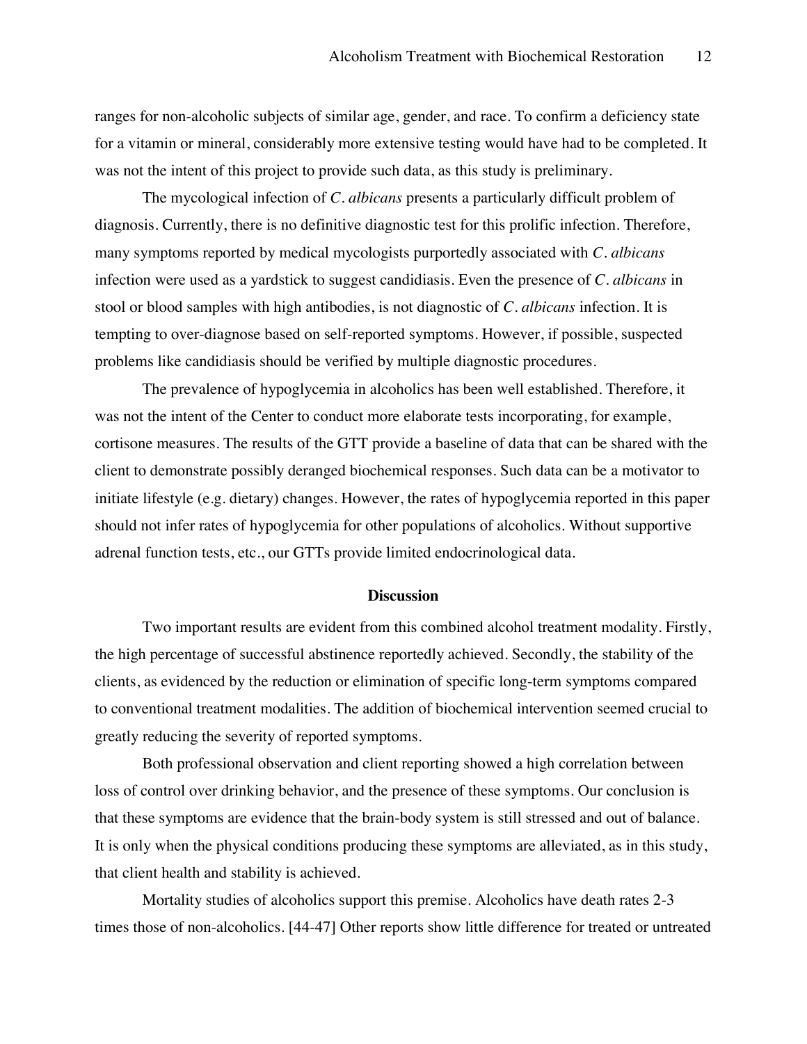ranges for non-alcoholic subjects of similar age, gender, and race. To confirm a deficiency state for a vitamin or mineral, considerably more extensive testing would have had to be completed. It was not the intent of this project to provide such data, as this study is preliminary.

The mycological infection of *C. albicans* presents a particularly difficult problem of diagnosis. Currently, there is no definitive diagnostic test for this prolific infection. Therefore, many symptoms reported by medical mycologists purportedly associated with *C. albicans* infection were used as a yardstick to suggest candidiasis. Even the presence of *C. albicans* in stool or blood samples with high antibodies, is not diagnostic of *C. albicans* infection. It is tempting to over-diagnose based on self-reported symptoms. However, if possible, suspected problems like candidiasis should be verified by multiple diagnostic procedures.

The prevalence of hypoglycemia in alcoholics has been well established. Therefore, it was not the intent of the Center to conduct more elaborate tests incorporating, for example, cortisone measures. The results of the GTT provide a baseline of data that can be shared with the client to demonstrate possibly deranged biochemical responses. Such data can be a motivator to initiate lifestyle (e.g. dietary) changes. However, the rates of hypoglycemia reported in this paper should not infer rates of hypoglycemia for other populations of alcoholics. Without supportive adrenal function tests, etc., our GTTs provide limited endocrinological data.

## Discussion

Two important results are evident from this combined alcohol treatment modality. Firstly, the high percentage of successful abstinence reportedly achieved. Secondly, the stability of the clients, as evidenced by the reduction or elimination of specific long-term symptoms compared to conventional treatment modalities. The addition of biochemical intervention seemed crucial to greatly reducing the severity of reported symptoms.

Both professional observation and client reporting showed a high correlation between loss of control over drinking behavior, and the presence of these symptoms. Our conclusion is that these symptoms are evidence that the brain-body system is still stressed and out of balance. It is only when the physical conditions producing these symptoms are alleviated, as in this study, that client health and stability is achieved.

Mortality studies of alcoholics support this premise. Alcoholics have death rates 2-3 times those of non-alcoholics. [44-47] Other reports show little difference for treated or untreated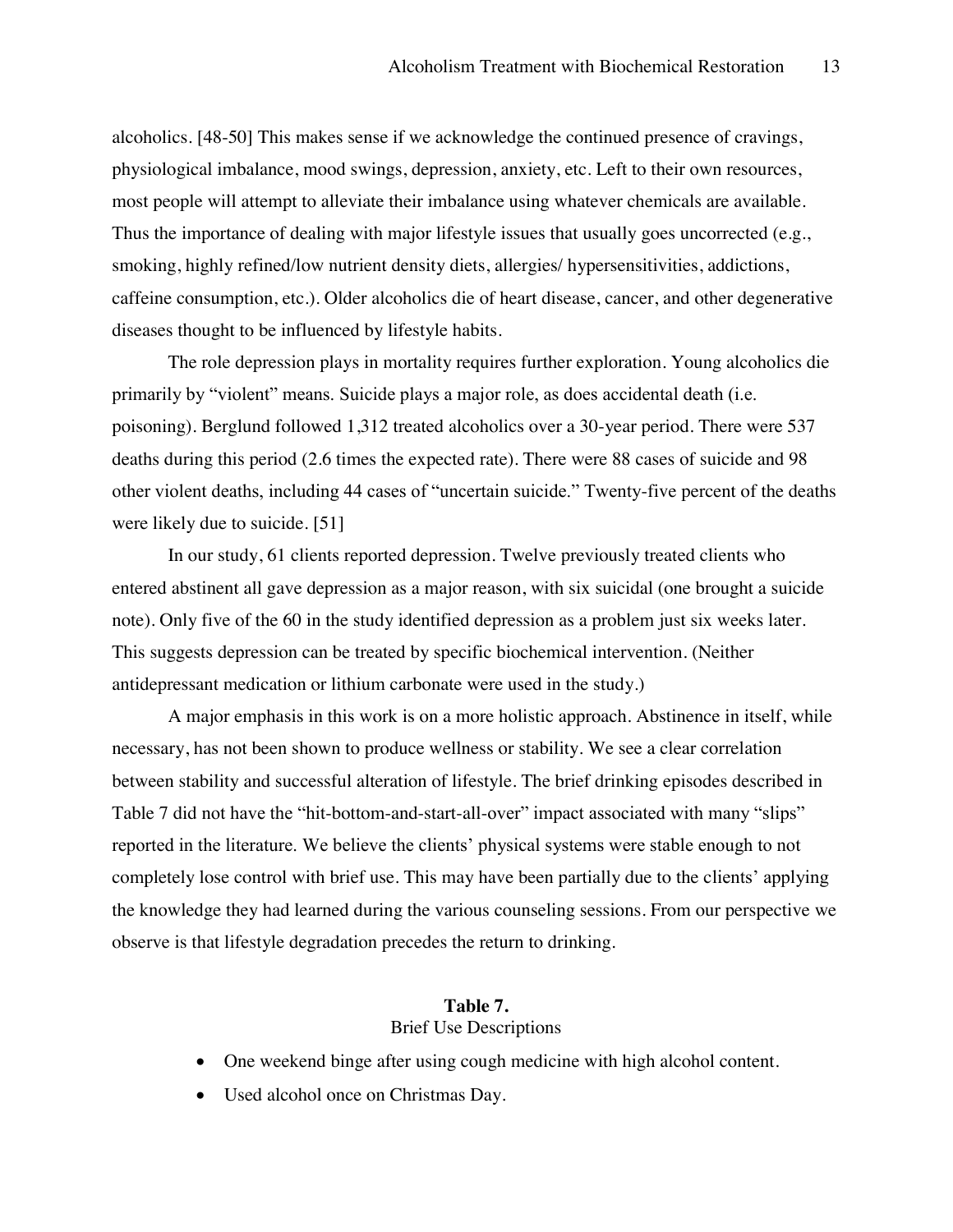alcoholics. [48-50] This makes sense if we acknowledge the continued presence of cravings, physiological imbalance, mood swings, depression, anxiety, etc. Left to their own resources, most people will attempt to alleviate their imbalance using whatever chemicals are available. Thus the importance of dealing with major lifestyle issues that usually goes uncorrected (e.g., smoking, highly refined/low nutrient density diets, allergies/ hypersensitivities, addictions, caffeine consumption, etc.). Older alcoholics die of heart disease, cancer, and other degenerative diseases thought to be influenced by lifestyle habits.

The role depression plays in mortality requires further exploration. Young alcoholics die primarily by "violent" means. Suicide plays a major role, as does accidental death (i.e. poisoning). Berglund followed 1,312 treated alcoholics over a 30-year period. There were 537 deaths during this period (2.6 times the expected rate). There were 88 cases of suicide and 98 other violent deaths, including 44 cases of "uncertain suicide." Twenty-five percent of the deaths were likely due to suicide. [51]

In our study, 61 clients reported depression. Twelve previously treated clients who entered abstinent all gave depression as a major reason, with six suicidal (one brought a suicide note). Only five of the 60 in the study identified depression as a problem just six weeks later. This suggests depression can be treated by specific biochemical intervention. (Neither antidepressant medication or lithium carbonate were used in the study.)

A major emphasis in this work is on a more holistic approach. Abstinence in itself, while necessary, has not been shown to produce wellness or stability. We see a clear correlation between stability and successful alteration of lifestyle. The brief drinking episodes described in Table 7 did not have the "hit-bottom-and-start-all-over" impact associated with many "slips" reported in the literature. We believe the clients' physical systems were stable enough to not completely lose control with brief use. This may have been partially due to the clients' applying the knowledge they had learned during the various counseling sessions. From our perspective we observe is that lifestyle degradation precedes the return to drinking.

**Table 7.**
Brief Use Descriptions

- One weekend binge after using cough medicine with high alcohol content.
- Used alcohol once on Christmas Day.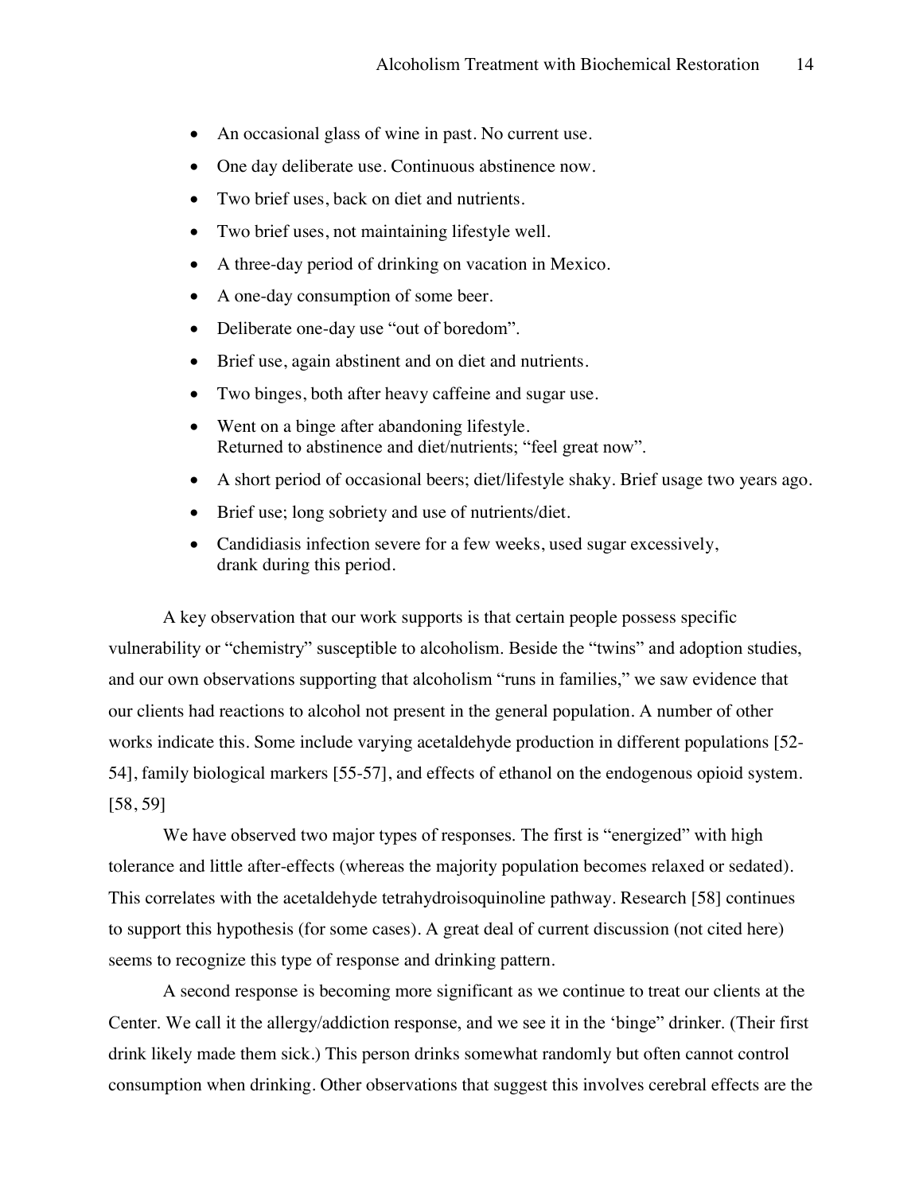- An occasional glass of wine in past. No current use.
- One day deliberate use. Continuous abstinence now.
- Two brief uses, back on diet and nutrients.
- Two brief uses, not maintaining lifestyle well.
- A three-day period of drinking on vacation in Mexico.
- A one-day consumption of some beer.
- Deliberate one-day use "out of boredom".
- Brief use, again abstinent and on diet and nutrients.
- Two binges, both after heavy caffeine and sugar use.
- Went on a binge after abandoning lifestyle.
  Returned to abstinence and diet/nutrients; "feel great now".
- A short period of occasional beers; diet/lifestyle shaky. Brief usage two years ago.
- Brief use; long sobriety and use of nutrients/diet.
- Candidiasis infection severe for a few weeks, used sugar excessively,
  drank during this period.

A key observation that our work supports is that certain people possess specific vulnerability or "chemistry" susceptible to alcoholism. Beside the "twins" and adoption studies, and our own observations supporting that alcoholism "runs in families," we saw evidence that our clients had reactions to alcohol not present in the general population. A number of other works indicate this. Some include varying acetaldehyde production in different populations [52-54], family biological markers [55-57], and effects of ethanol on the endogenous opioid system. [58, 59]

We have observed two major types of responses. The first is "energized" with high tolerance and little after-effects (whereas the majority population becomes relaxed or sedated). This correlates with the acetaldehyde tetrahydroisoquinoline pathway. Research [58] continues to support this hypothesis (for some cases). A great deal of current discussion (not cited here) seems to recognize this type of response and drinking pattern.

A second response is becoming more significant as we continue to treat our clients at the Center. We call it the allergy/addiction response, and we see it in the 'binge" drinker. (Their first drink likely made them sick.) This person drinks somewhat randomly but often cannot control consumption when drinking. Other observations that suggest this involves cerebral effects are the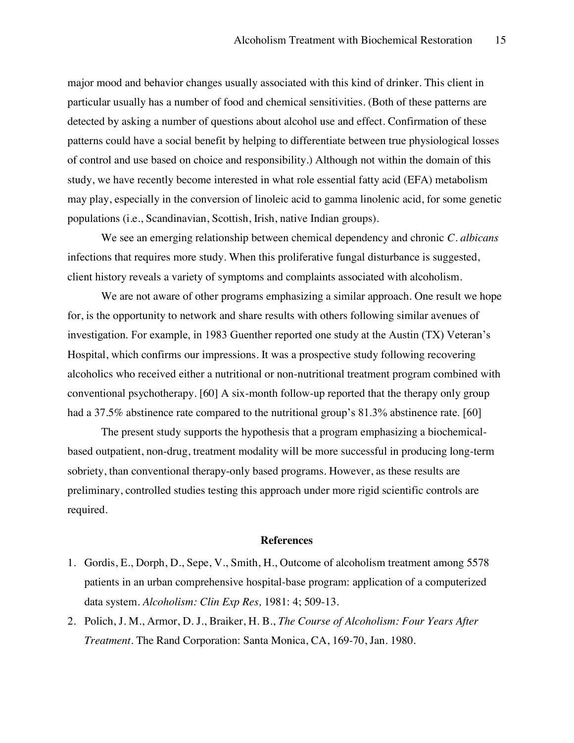major mood and behavior changes usually associated with this kind of drinker. This client in particular usually has a number of food and chemical sensitivities. (Both of these patterns are detected by asking a number of questions about alcohol use and effect. Confirmation of these patterns could have a social benefit by helping to differentiate between true physiological losses of control and use based on choice and responsibility.) Although not within the domain of this study, we have recently become interested in what role essential fatty acid (EFA) metabolism may play, especially in the conversion of linoleic acid to gamma linolenic acid, for some genetic populations (i.e., Scandinavian, Scottish, Irish, native Indian groups).

We see an emerging relationship between chemical dependency and chronic *C. albicans* infections that requires more study. When this proliferative fungal disturbance is suggested, client history reveals a variety of symptoms and complaints associated with alcoholism.

We are not aware of other programs emphasizing a similar approach. One result we hope for, is the opportunity to network and share results with others following similar avenues of investigation. For example, in 1983 Guenther reported one study at the Austin (TX) Veteran's Hospital, which confirms our impressions. It was a prospective study following recovering alcoholics who received either a nutritional or non-nutritional treatment program combined with conventional psychotherapy. [60] A six-month follow-up reported that the therapy only group had a 37.5% abstinence rate compared to the nutritional group's 81.3% abstinence rate. [60]

The present study supports the hypothesis that a program emphasizing a biochemical-based outpatient, non-drug, treatment modality will be more successful in producing long-term sobriety, than conventional therapy-only based programs. However, as these results are preliminary, controlled studies testing this approach under more rigid scientific controls are required.

## References

1. Gordis, E., Dorph, D., Sepe, V., Smith, H., Outcome of alcoholism treatment among 5578 patients in an urban comprehensive hospital-base program: application of a computerized data system. *Alcoholism: Clin Exp Res,* 1981: 4; 509-13.
2. Polich, J. M., Armor, D. J., Braiker, H. B., *The Course of Alcoholism: Four Years After Treatment.* The Rand Corporation: Santa Monica, CA, 169-70, Jan. 1980.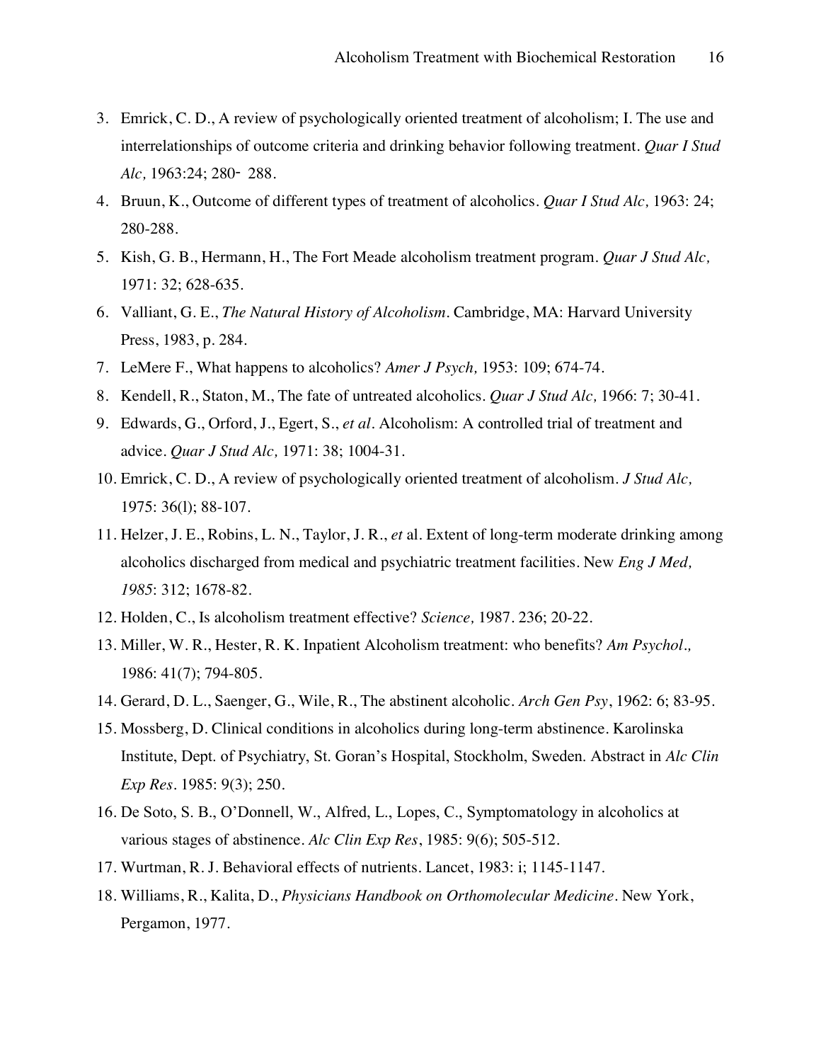3. Emrick, C. D., A review of psychologically oriented treatment of alcoholism; I. The use and interrelationships of outcome criteria and drinking behavior following treatment. *Quar I Stud Alc,* 1963:24; 280- 288.
4. Bruun, K., Outcome of different types of treatment of alcoholics. *Quar I Stud Alc,* 1963: 24; 280-288.
5. Kish, G. B., Hermann, H., The Fort Meade alcoholism treatment program. *Quar J Stud Alc,* 1971: 32; 628-635.
6. Valliant, G. E., *The Natural History of Alcoholism*. Cambridge, MA: Harvard University Press, 1983, p. 284.
7. LeMere F., What happens to alcoholics? *Amer J Psych,* 1953: 109; 674-74.
8. Kendell, R., Staton, M., The fate of untreated alcoholics. *Quar J Stud Alc,* 1966: 7; 30-41.
9. Edwards, G., Orford, J., Egert, S., *et al*. Alcoholism: A controlled trial of treatment and advice. *Quar J Stud Alc,* 1971: 38; 1004-31.
10. Emrick, C. D., A review of psychologically oriented treatment of alcoholism. *J Stud Alc,* 1975: 36(l); 88-107.
11. Helzer, J. E., Robins, L. N., Taylor, J. R., *et* al. Extent of long-term moderate drinking among alcoholics discharged from medical and psychiatric treatment facilities. New *Eng J Med, 1985*: 312; 1678-82.
12. Holden, C., Is alcoholism treatment effective? *Science,* 1987. 236; 20-22.
13. Miller, W. R., Hester, R. K. Inpatient Alcoholism treatment: who benefits? *Am Psychol.,* 1986: 41(7); 794-805.
14. Gerard, D. L., Saenger, G., Wile, R., The abstinent alcoholic. *Arch Gen Psy*, 1962: 6; 83-95.
15. Mossberg, D. Clinical conditions in alcoholics during long-term abstinence. Karolinska Institute, Dept. of Psychiatry, St. Goran's Hospital, Stockholm, Sweden. Abstract in *Alc Clin Exp Res*. 1985: 9(3); 250.
16. De Soto, S. B., O'Donnell, W., Alfred, L., Lopes, C., Symptomatology in alcoholics at various stages of abstinence. *Alc Clin Exp Res*, 1985: 9(6); 505-512.
17. Wurtman, R. J. Behavioral effects of nutrients. Lancet, 1983: i; 1145-1147.
18. Williams, R., Kalita, D., *Physicians Handbook on Orthomolecular Medicine*. New York, Pergamon, 1977.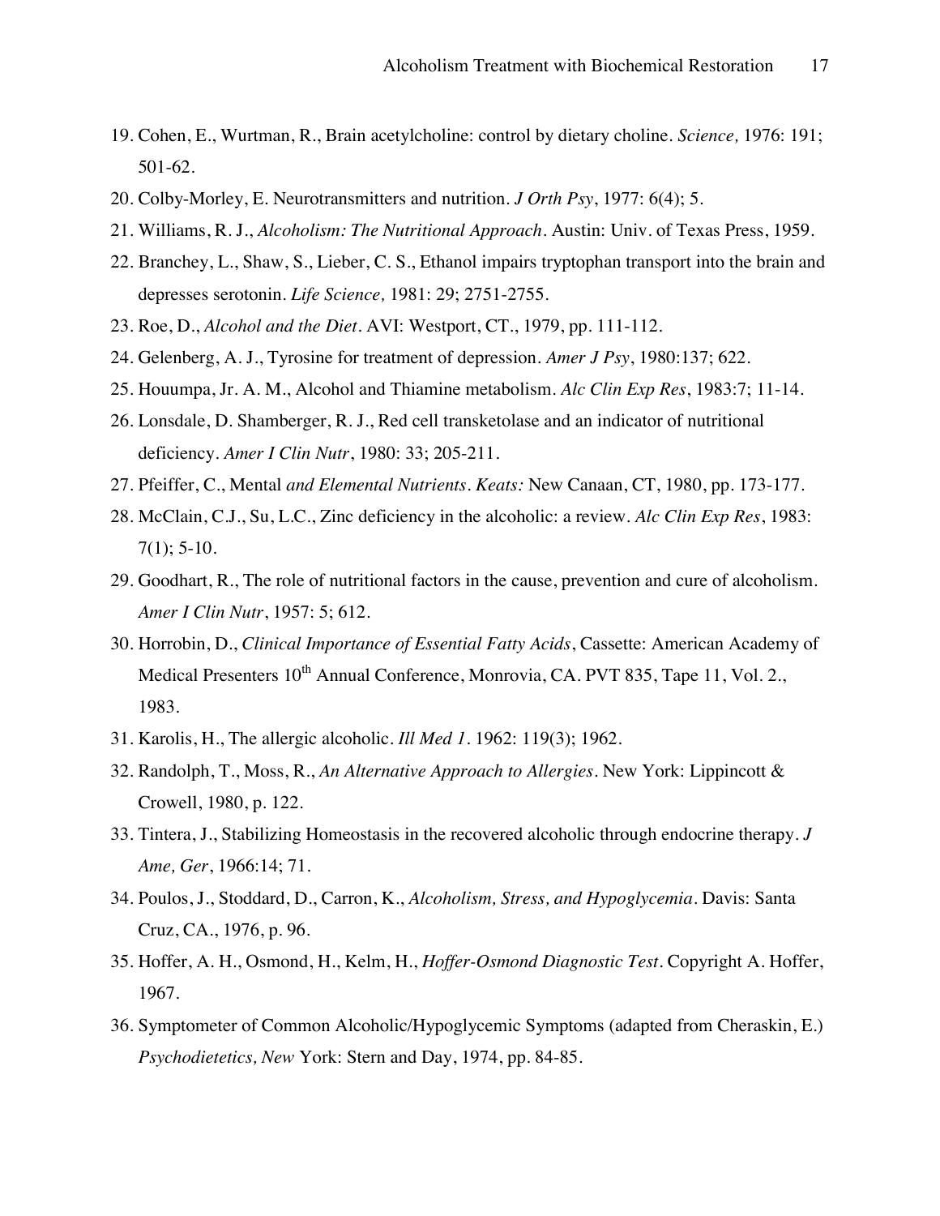19. Cohen, E., Wurtman, R., Brain acetylcholine: control by dietary choline. *Science,* 1976: 191; 501-62.
20. Colby-Morley, E. Neurotransmitters and nutrition. *J Orth Psy*, 1977: 6(4); 5.
21. Williams, R. J., *Alcoholism: The Nutritional Approach*. Austin: Univ. of Texas Press, 1959.
22. Branchey, L., Shaw, S., Lieber, C. S., Ethanol impairs tryptophan transport into the brain and depresses serotonin. *Life Science,* 1981: 29; 2751-2755.
23. Roe, D., *Alcohol and the Diet*. AVI: Westport, CT., 1979, pp. 111-112.
24. Gelenberg, A. J., Tyrosine for treatment of depression. *Amer J Psy*, 1980:137; 622.
25. Houumpa, Jr. A. M., Alcohol and Thiamine metabolism. *Alc Clin Exp Res*, 1983:7; 11-14.
26. Lonsdale, D. Shamberger, R. J., Red cell transketolase and an indicator of nutritional deficiency. *Amer I Clin Nutr*, 1980: 33; 205-211.
27. Pfeiffer, C., Mental *and Elemental Nutrients. Keats:* New Canaan, CT, 1980, pp. 173-177.
28. McClain, C.J., Su, L.C., Zinc deficiency in the alcoholic: a review. *Alc Clin Exp Res*, 1983: 7(1); 5-10.
29. Goodhart, R., The role of nutritional factors in the cause, prevention and cure of alcoholism. *Amer I Clin Nutr*, 1957: 5; 612.
30. Horrobin, D., *Clinical Importance of Essential Fatty Acids*, Cassette: American Academy of Medical Presenters 10th Annual Conference, Monrovia, CA. PVT 835, Tape 11, Vol. 2., 1983.
31. Karolis, H., The allergic alcoholic. *Ill Med 1*. 1962: 119(3); 1962.
32. Randolph, T., Moss, R., *An Alternative Approach to Allergies*. New York: Lippincott & Crowell, 1980, p. 122.
33. Tintera, J., Stabilizing Homeostasis in the recovered alcoholic through endocrine therapy. *J Ame, Ger*, 1966:14; 71.
34. Poulos, J., Stoddard, D., Carron, K., *Alcoholism, Stress, and Hypoglycemia*. Davis: Santa Cruz, CA., 1976, p. 96.
35. Hoffer, A. H., Osmond, H., Kelm, H., *Hoffer-Osmond Diagnostic Test*. Copyright A. Hoffer, 1967.
36. Symptometer of Common Alcoholic/Hypoglycemic Symptoms (adapted from Cheraskin, E.) *Psychodietetics, New* York: Stern and Day, 1974, pp. 84-85.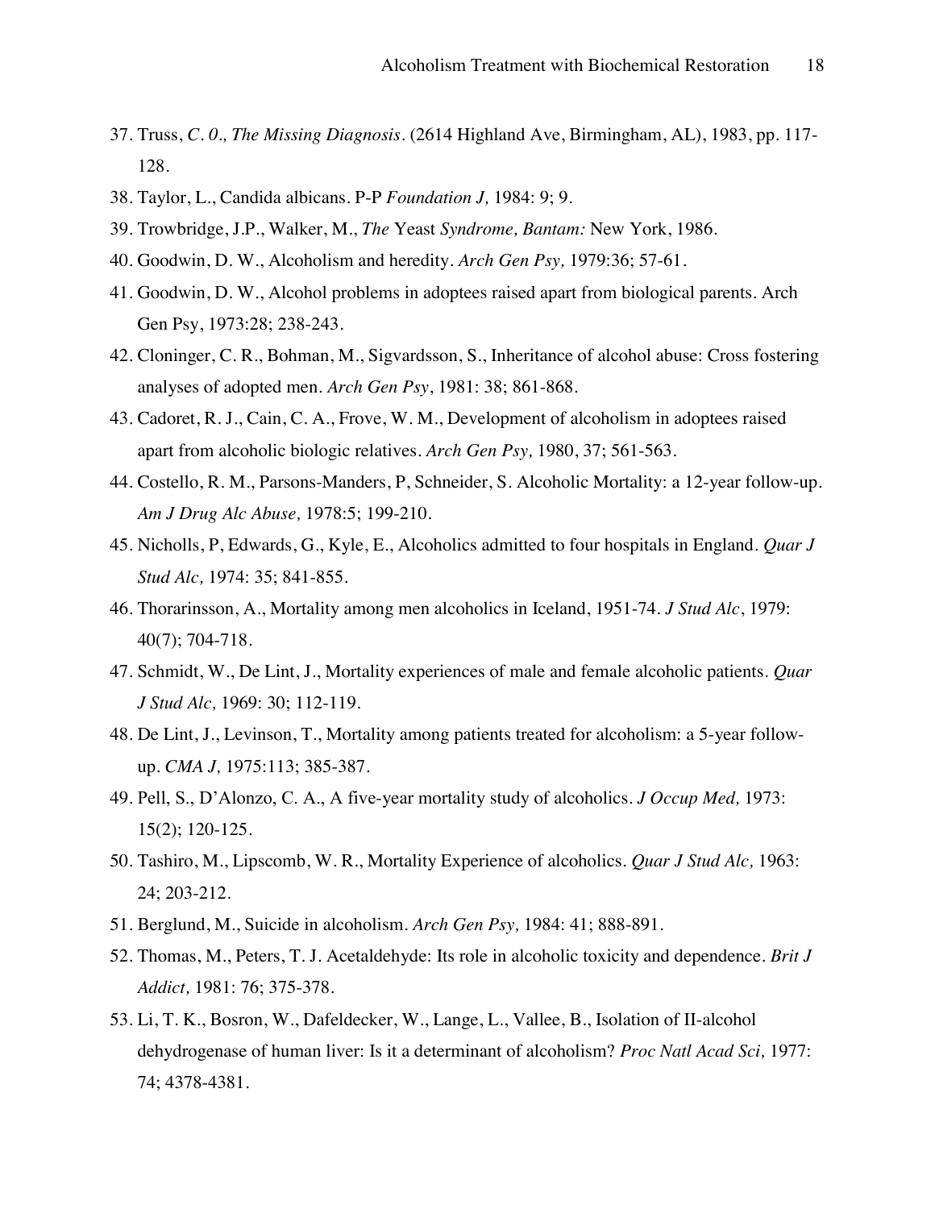37. Truss, *C. 0., The Missing Diagnosis*. (2614 Highland Ave, Birmingham, AL), 1983, pp. 117-128.
38. Taylor, L., Candida albicans. P-P *Foundation J,* 1984: 9; 9.
39. Trowbridge, J.P., Walker, M., *The* Yeast *Syndrome, Bantam:* New York, 1986.
40. Goodwin, D. W., Alcoholism and heredity. *Arch Gen Psy,* 1979:36; 57-61.
41. Goodwin, D. W., Alcohol problems in adoptees raised apart from biological parents. Arch Gen Psy, 1973:28; 238-243.
42. Cloninger, C. R., Bohman, M., Sigvardsson, S., Inheritance of alcohol abuse: Cross fostering analyses of adopted men. *Arch Gen Psy*, 1981: 38; 861-868.
43. Cadoret, R. J., Cain, C. A., Frove, W. M., Development of alcoholism in adoptees raised apart from alcoholic biologic relatives. *Arch Gen Psy,* 1980, 37; 561-563.
44. Costello, R. M., Parsons-Manders, P, Schneider, S. Alcoholic Mortality: a 12-year follow-up. *Am J Drug Alc Abuse,* 1978:5; 199-210.
45. Nicholls, P, Edwards, G., Kyle, E., Alcoholics admitted to four hospitals in England. *Quar J Stud Alc,* 1974: 35; 841-855.
46. Thorarinsson, A., Mortality among men alcoholics in Iceland, 1951-74. *J Stud Alc*, 1979: 40(7); 704-718.
47. Schmidt, W., De Lint, J., Mortality experiences of male and female alcoholic patients. *Quar J Stud Alc,* 1969: 30; 112-119.
48. De Lint, J., Levinson, T., Mortality among patients treated for alcoholism: a 5-year follow-up. *CMA J,* 1975:113; 385-387.
49. Pell, S., D'Alonzo, C. A., A five-year mortality study of alcoholics. *J Occup Med,* 1973: 15(2); 120-125.
50. Tashiro, M., Lipscomb, W. R., Mortality Experience of alcoholics. *Quar J Stud Alc,* 1963: 24; 203-212.
51. Berglund, M., Suicide in alcoholism. *Arch Gen Psy,* 1984: 41; 888-891.
52. Thomas, M., Peters, T. J. Acetaldehyde: Its role in alcoholic toxicity and dependence. *Brit J Addict,* 1981: 76; 375-378.
53. Li, T. K., Bosron, W., Dafeldecker, W., Lange, L., Vallee, B., Isolation of II-alcohol dehydrogenase of human liver: Is it a determinant of alcoholism? *Proc Natl Acad Sci,* 1977: 74; 4378-4381.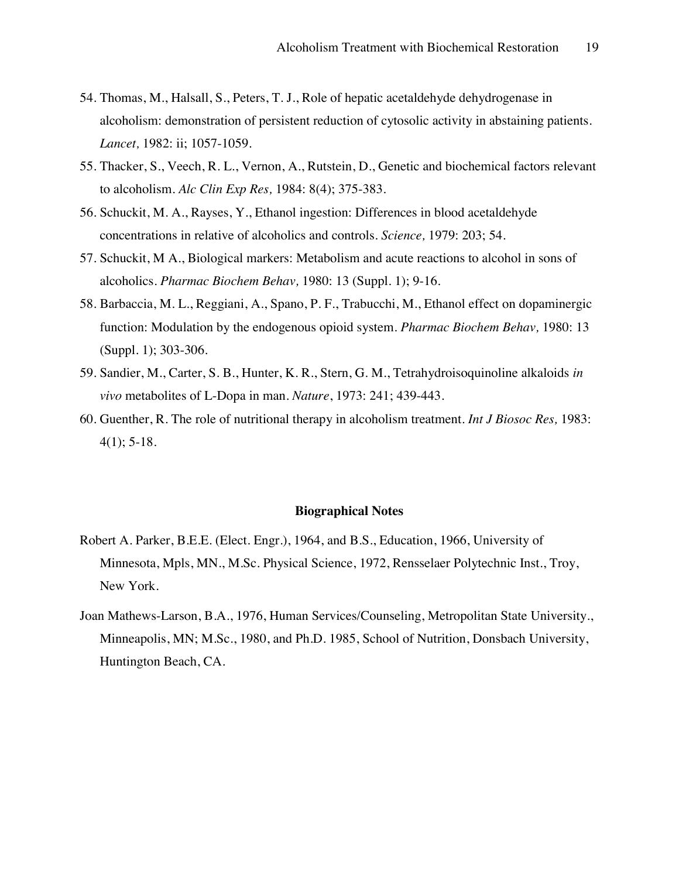54. Thomas, M., Halsall, S., Peters, T. J., Role of hepatic acetaldehyde dehydrogenase in alcoholism: demonstration of persistent reduction of cytosolic activity in abstaining patients. *Lancet,* 1982: ii; 1057-1059.
55. Thacker, S., Veech, R. L., Vernon, A., Rutstein, D., Genetic and biochemical factors relevant to alcoholism. *Alc Clin Exp Res,* 1984: 8(4); 375-383.
56. Schuckit, M. A., Rayses, Y., Ethanol ingestion: Differences in blood acetaldehyde concentrations in relative of alcoholics and controls. *Science,* 1979: 203; 54.
57. Schuckit, M A., Biological markers: Metabolism and acute reactions to alcohol in sons of alcoholics. *Pharmac Biochem Behav,* 1980: 13 (Suppl. 1); 9-16.
58. Barbaccia, M. L., Reggiani, A., Spano, P. F., Trabucchi, M., Ethanol effect on dopaminergic function: Modulation by the endogenous opioid system. *Pharmac Biochem Behav,* 1980: 13 (Suppl. 1); 303-306.
59. Sandier, M., Carter, S. B., Hunter, K. R., Stern, G. M., Tetrahydroisoquinoline alkaloids *in vivo* metabolites of L-Dopa in man. *Nature*, 1973: 241; 439-443.
60. Guenther, R. The role of nutritional therapy in alcoholism treatment. *Int J Biosoc Res,* 1983: 4(1); 5-18.

## Biographical Notes

Robert A. Parker, B.E.E. (Elect. Engr.), 1964, and B.S., Education, 1966, University of Minnesota, Mpls, MN., M.Sc. Physical Science, 1972, Rensselaer Polytechnic Inst., Troy, New York.

Joan Mathews-Larson, B.A., 1976, Human Services/Counseling, Metropolitan State University., Minneapolis, MN; M.Sc., 1980, and Ph.D. 1985, School of Nutrition, Donsbach University, Huntington Beach, CA.